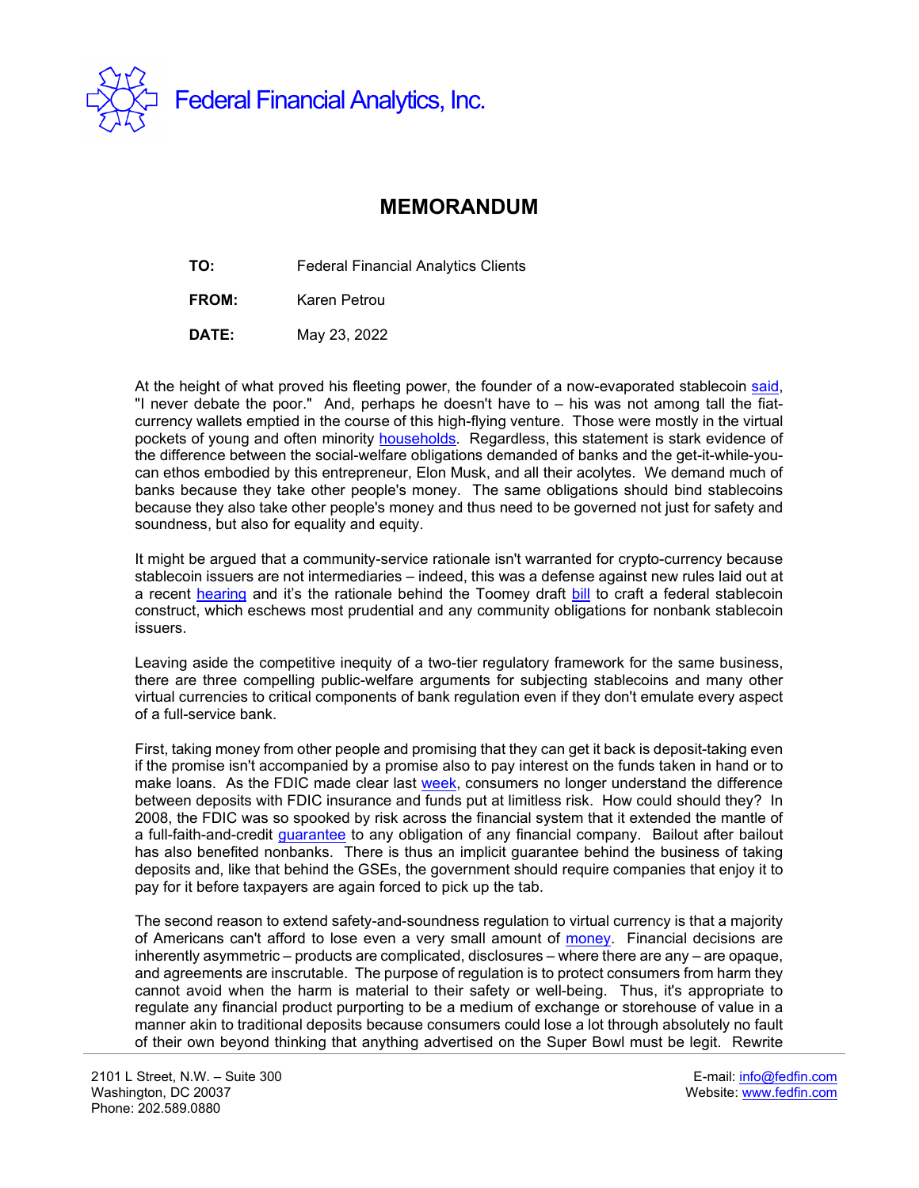Federal Financial Analytics, Inc.

# MEMORANDUM

**TO:** Federal Financial Analytics Clients

**FROM:** Karen Petrou

**DATE:** May 23, 2022

At the height of what proved his fleeting power, the founder of a now-evaporated stablecoin said, "I never debate the poor." And, perhaps he doesn't have to – his was not among tall the fiat-currency wallets emptied in the course of this high-flying venture. Those were mostly in the virtual pockets of young and often minority households. Regardless, this statement is stark evidence of the difference between the social-welfare obligations demanded of banks and the get-it-while-you-can ethos embodied by this entrepreneur, Elon Musk, and all their acolytes. We demand much of banks because they take other people's money. The same obligations should bind stablecoins because they also take other people's money and thus need to be governed not just for safety and soundness, but also for equality and equity.

It might be argued that a community-service rationale isn't warranted for crypto-currency because stablecoin issuers are not intermediaries – indeed, this was a defense against new rules laid out at a recent hearing and it's the rationale behind the Toomey draft bill to craft a federal stablecoin construct, which eschews most prudential and any community obligations for nonbank stablecoin issuers.

Leaving aside the competitive inequity of a two-tier regulatory framework for the same business, there are three compelling public-welfare arguments for subjecting stablecoins and many other virtual currencies to critical components of bank regulation even if they don't emulate every aspect of a full-service bank.

First, taking money from other people and promising that they can get it back is deposit-taking even if the promise isn't accompanied by a promise also to pay interest on the funds taken in hand or to make loans. As the FDIC made clear last week, consumers no longer understand the difference between deposits with FDIC insurance and funds put at limitless risk. How could should they? In 2008, the FDIC was so spooked by risk across the financial system that it extended the mantle of a full-faith-and-credit guarantee to any obligation of any financial company. Bailout after bailout has also benefited nonbanks. There is thus an implicit guarantee behind the business of taking deposits and, like that behind the GSEs, the government should require companies that enjoy it to pay for it before taxpayers are again forced to pick up the tab.

The second reason to extend safety-and-soundness regulation to virtual currency is that a majority of Americans can't afford to lose even a very small amount of money. Financial decisions are inherently asymmetric – products are complicated, disclosures – where there are any – are opaque, and agreements are inscrutable. The purpose of regulation is to protect consumers from harm they cannot avoid when the harm is material to their safety or well-being. Thus, it's appropriate to regulate any financial product purporting to be a medium of exchange or storehouse of value in a manner akin to traditional deposits because consumers could lose a lot through absolutely no fault of their own beyond thinking that anything advertised on the Super Bowl must be legit. Rewrite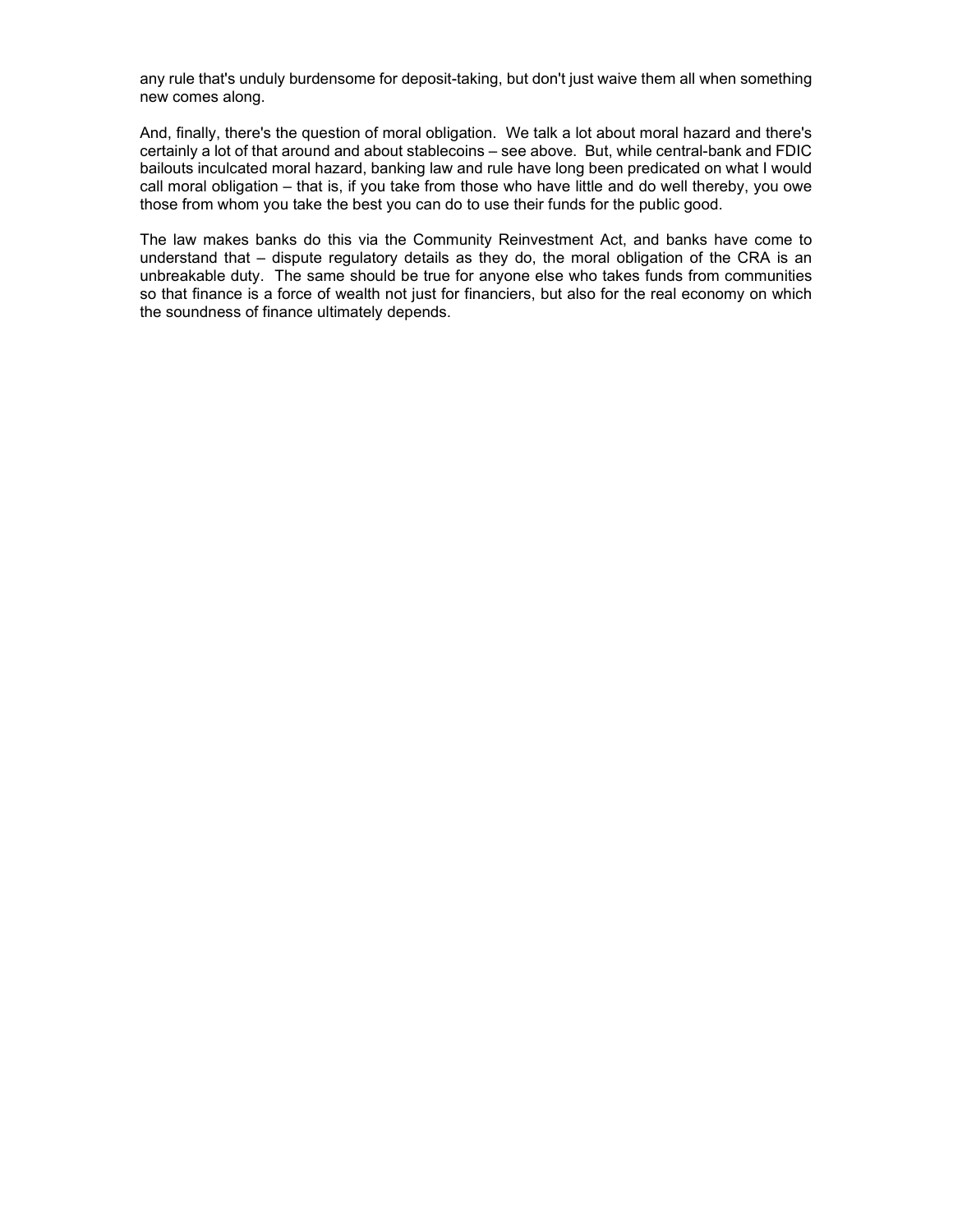any rule that's unduly burdensome for deposit-taking, but don't just waive them all when something new comes along.

And, finally, there's the question of moral obligation. We talk a lot about moral hazard and there's certainly a lot of that around and about stablecoins – see above. But, while central-bank and FDIC bailouts inculcated moral hazard, banking law and rule have long been predicated on what I would call moral obligation – that is, if you take from those who have little and do well thereby, you owe those from whom you take the best you can do to use their funds for the public good.

The law makes banks do this via the Community Reinvestment Act, and banks have come to understand that – dispute regulatory details as they do, the moral obligation of the CRA is an unbreakable duty. The same should be true for anyone else who takes funds from communities so that finance is a force of wealth not just for financiers, but also for the real economy on which the soundness of finance ultimately depends.